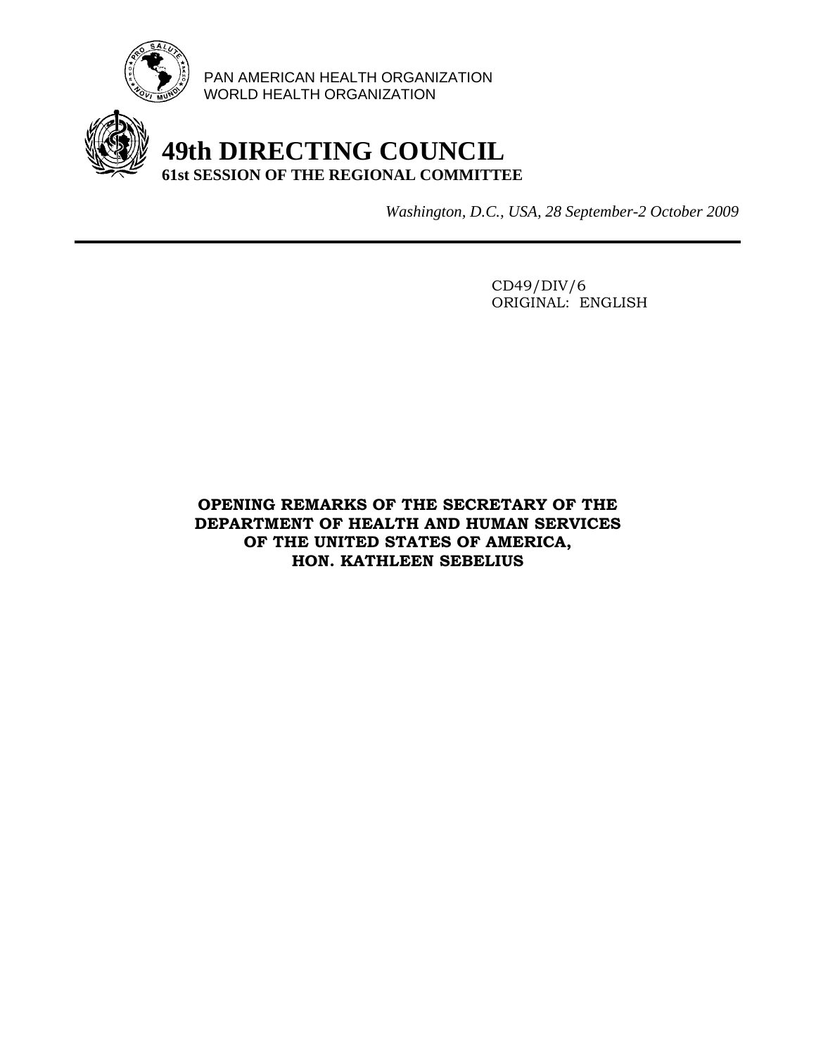PAN AMERICAN HEALTH ORGANIZATION
WORLD HEALTH ORGANIZATION

# 49th DIRECTING COUNCIL
## 61st SESSION OF THE REGIONAL COMMITTEE

*Washington, D.C., USA, 28 September-2 October 2009*

---

CD49/DIV/6
ORIGINAL: ENGLISH

**OPENING REMARKS OF THE SECRETARY OF THE DEPARTMENT OF HEALTH AND HUMAN SERVICES OF THE UNITED STATES OF AMERICA, HON. KATHLEEN SEBELIUS**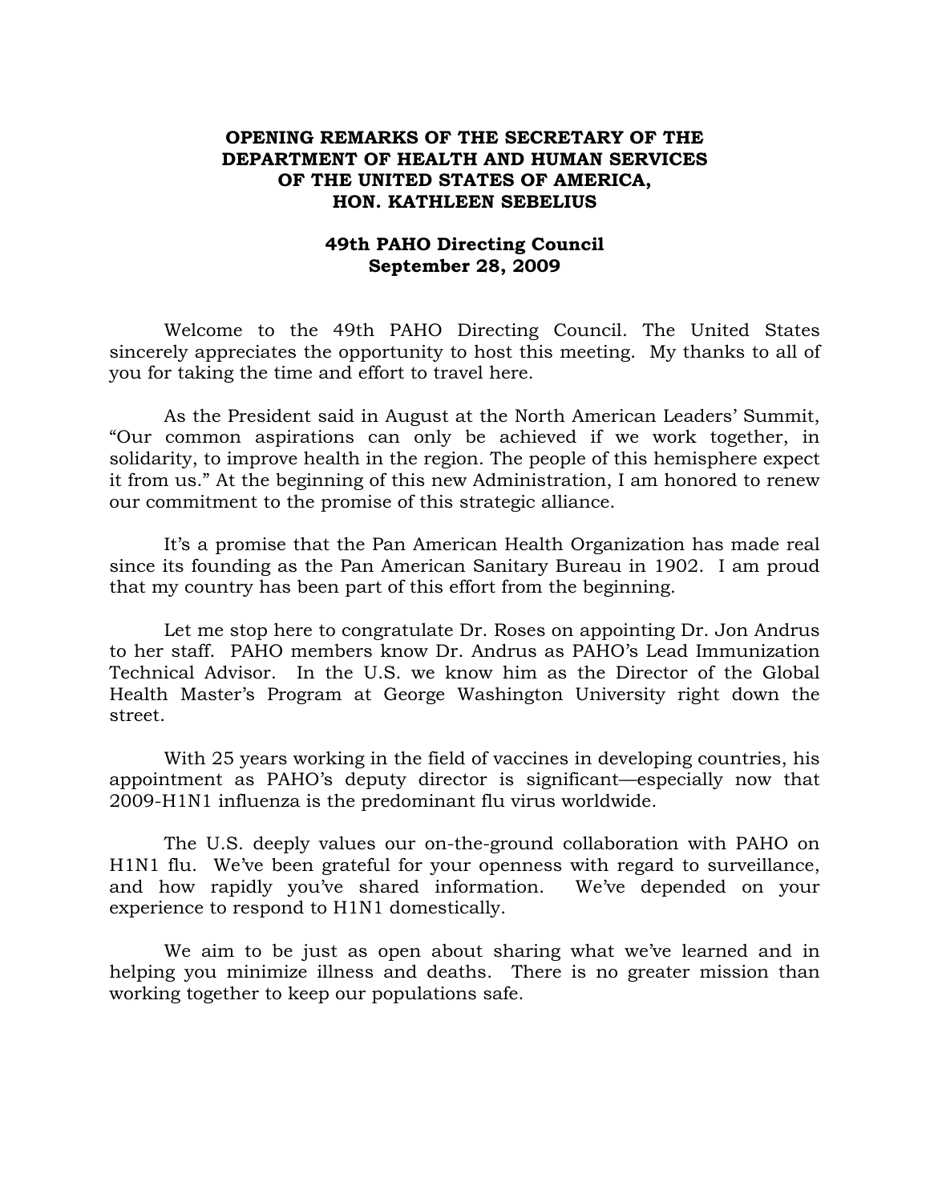**OPENING REMARKS OF THE SECRETARY OF THE DEPARTMENT OF HEALTH AND HUMAN SERVICES OF THE UNITED STATES OF AMERICA, HON. KATHLEEN SEBELIUS**

**49th PAHO Directing Council**
**September 28, 2009**

Welcome to the 49th PAHO Directing Council. The United States sincerely appreciates the opportunity to host this meeting. My thanks to all of you for taking the time and effort to travel here.

As the President said in August at the North American Leaders' Summit, "Our common aspirations can only be achieved if we work together, in solidarity, to improve health in the region. The people of this hemisphere expect it from us." At the beginning of this new Administration, I am honored to renew our commitment to the promise of this strategic alliance.

It's a promise that the Pan American Health Organization has made real since its founding as the Pan American Sanitary Bureau in 1902. I am proud that my country has been part of this effort from the beginning.

Let me stop here to congratulate Dr. Roses on appointing Dr. Jon Andrus to her staff. PAHO members know Dr. Andrus as PAHO's Lead Immunization Technical Advisor. In the U.S. we know him as the Director of the Global Health Master's Program at George Washington University right down the street.

With 25 years working in the field of vaccines in developing countries, his appointment as PAHO's deputy director is significant—especially now that 2009-H1N1 influenza is the predominant flu virus worldwide.

The U.S. deeply values our on-the-ground collaboration with PAHO on H1N1 flu. We've been grateful for your openness with regard to surveillance, and how rapidly you've shared information. We've depended on your experience to respond to H1N1 domestically.

We aim to be just as open about sharing what we've learned and in helping you minimize illness and deaths. There is no greater mission than working together to keep our populations safe.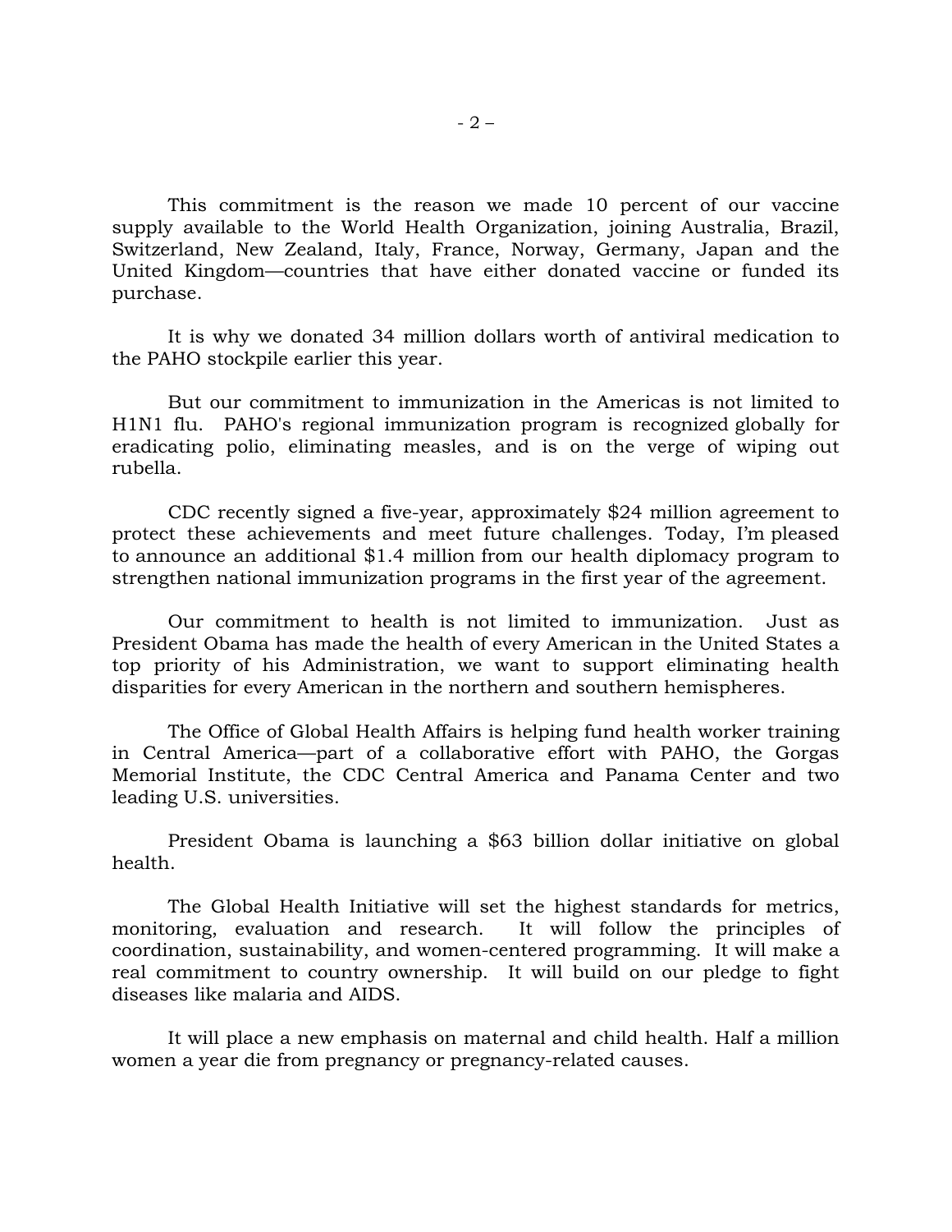This commitment is the reason we made 10 percent of our vaccine supply available to the World Health Organization, joining Australia, Brazil, Switzerland, New Zealand, Italy, France, Norway, Germany, Japan and the United Kingdom—countries that have either donated vaccine or funded its purchase.

It is why we donated 34 million dollars worth of antiviral medication to the PAHO stockpile earlier this year.

But our commitment to immunization in the Americas is not limited to H1N1 flu. PAHO's regional immunization program is recognized globally for eradicating polio, eliminating measles, and is on the verge of wiping out rubella.

CDC recently signed a five-year, approximately $24 million agreement to protect these achievements and meet future challenges. Today, I'm pleased to announce an additional $1.4 million from our health diplomacy program to strengthen national immunization programs in the first year of the agreement.

Our commitment to health is not limited to immunization. Just as President Obama has made the health of every American in the United States a top priority of his Administration, we want to support eliminating health disparities for every American in the northern and southern hemispheres.

The Office of Global Health Affairs is helping fund health worker training in Central America—part of a collaborative effort with PAHO, the Gorgas Memorial Institute, the CDC Central America and Panama Center and two leading U.S. universities.

President Obama is launching a $63 billion dollar initiative on global health.

The Global Health Initiative will set the highest standards for metrics, monitoring, evaluation and research. It will follow the principles of coordination, sustainability, and women-centered programming. It will make a real commitment to country ownership. It will build on our pledge to fight diseases like malaria and AIDS.

It will place a new emphasis on maternal and child health. Half a million women a year die from pregnancy or pregnancy-related causes.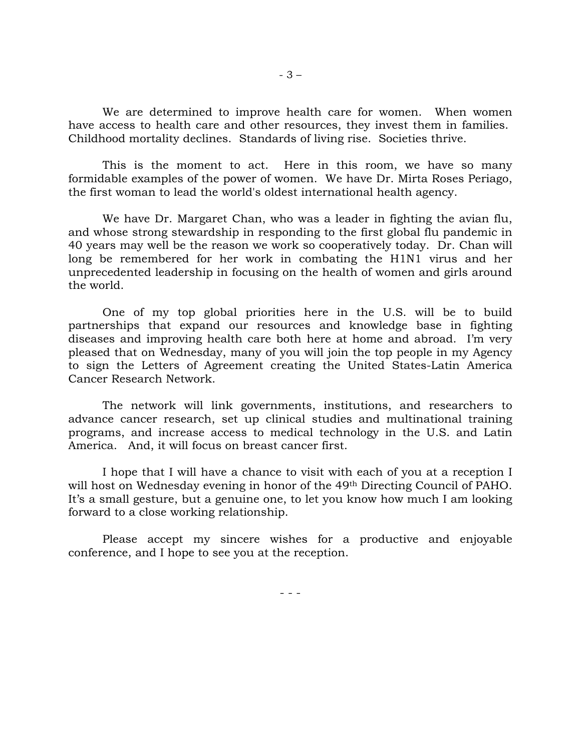We are determined to improve health care for women. When women have access to health care and other resources, they invest them in families. Childhood mortality declines. Standards of living rise. Societies thrive.

This is the moment to act. Here in this room, we have so many formidable examples of the power of women. We have Dr. Mirta Roses Periago, the first woman to lead the world's oldest international health agency.

We have Dr. Margaret Chan, who was a leader in fighting the avian flu, and whose strong stewardship in responding to the first global flu pandemic in 40 years may well be the reason we work so cooperatively today. Dr. Chan will long be remembered for her work in combating the H1N1 virus and her unprecedented leadership in focusing on the health of women and girls around the world.

One of my top global priorities here in the U.S. will be to build partnerships that expand our resources and knowledge base in fighting diseases and improving health care both here at home and abroad. I'm very pleased that on Wednesday, many of you will join the top people in my Agency to sign the Letters of Agreement creating the United States-Latin America Cancer Research Network.

The network will link governments, institutions, and researchers to advance cancer research, set up clinical studies and multinational training programs, and increase access to medical technology in the U.S. and Latin America. And, it will focus on breast cancer first.

I hope that I will have a chance to visit with each of you at a reception I will host on Wednesday evening in honor of the 49th Directing Council of PAHO. It's a small gesture, but a genuine one, to let you know how much I am looking forward to a close working relationship.

Please accept my sincere wishes for a productive and enjoyable conference, and I hope to see you at the reception.

\- - -